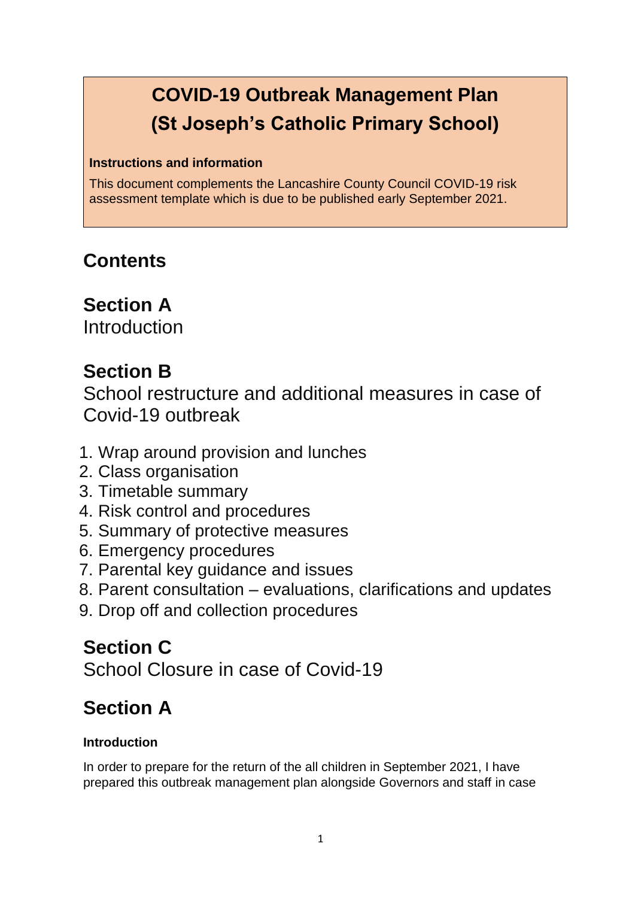# COVID-19 Outbreak Management Plan
# (St Joseph's Catholic Primary School)

**Instructions and information**

This document complements the Lancashire County Council COVID-19 risk assessment template which is due to be published early September 2021.

## Contents

### Section A
Introduction

### Section B
School restructure and additional measures in case of Covid-19 outbreak

1. Wrap around provision and lunches
2. Class organisation
3. Timetable summary
4. Risk control and procedures
5. Summary of protective measures
6. Emergency procedures
7. Parental key guidance and issues
8. Parent consultation – evaluations, clarifications and updates
9. Drop off and collection procedures

### Section C
School Closure in case of Covid-19

## Section A

**Introduction**

In order to prepare for the return of the all children in September 2021, I have prepared this outbreak management plan alongside Governors and staff in case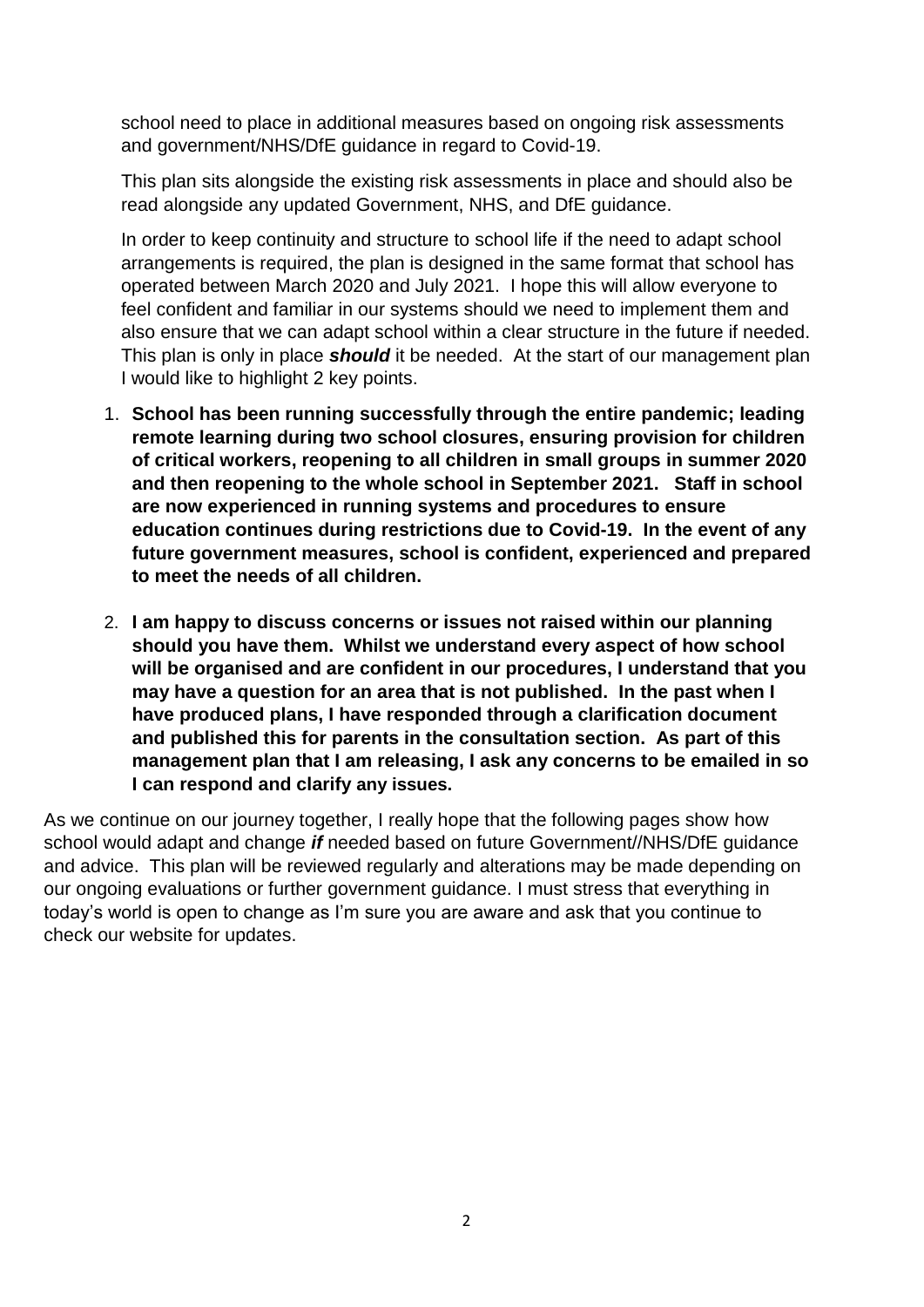school need to place in additional measures based on ongoing risk assessments and government/NHS/DfE guidance in regard to Covid-19.

This plan sits alongside the existing risk assessments in place and should also be read alongside any updated Government, NHS, and DfE guidance.

In order to keep continuity and structure to school life if the need to adapt school arrangements is required, the plan is designed in the same format that school has operated between March 2020 and July 2021. I hope this will allow everyone to feel confident and familiar in our systems should we need to implement them and also ensure that we can adapt school within a clear structure in the future if needed. This plan is only in place ***should*** it be needed. At the start of our management plan I would like to highlight 2 key points.

1. **School has been running successfully through the entire pandemic; leading remote learning during two school closures, ensuring provision for children of critical workers, reopening to all children in small groups in summer 2020 and then reopening to the whole school in September 2021. Staff in school are now experienced in running systems and procedures to ensure education continues during restrictions due to Covid-19. In the event of any future government measures, school is confident, experienced and prepared to meet the needs of all children.**

2. **I am happy to discuss concerns or issues not raised within our planning should you have them. Whilst we understand every aspect of how school will be organised and are confident in our procedures, I understand that you may have a question for an area that is not published. In the past when I have produced plans, I have responded through a clarification document and published this for parents in the consultation section. As part of this management plan that I am releasing, I ask any concerns to be emailed in so I can respond and clarify any issues.**

As we continue on our journey together, I really hope that the following pages show how school would adapt and change ***if*** needed based on future Government//NHS/DfE guidance and advice. This plan will be reviewed regularly and alterations may be made depending on our ongoing evaluations or further government guidance. I must stress that everything in today's world is open to change as I'm sure you are aware and ask that you continue to check our website for updates.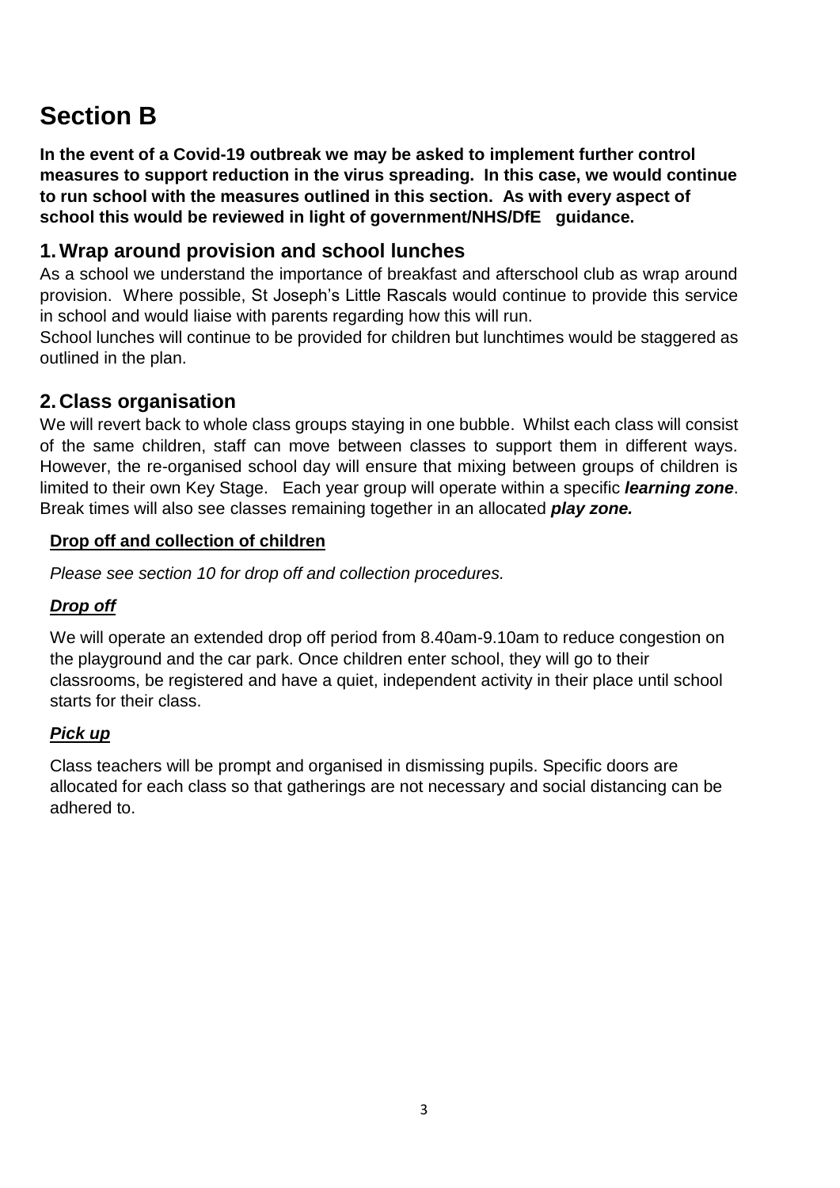# Section B

**In the event of a Covid-19 outbreak we may be asked to implement further control measures to support reduction in the virus spreading. In this case, we would continue to run school with the measures outlined in this section. As with every aspect of school this would be reviewed in light of government/NHS/DfE guidance.**

## 1. Wrap around provision and school lunches

As a school we understand the importance of breakfast and afterschool club as wrap around provision. Where possible, St Joseph's Little Rascals would continue to provide this service in school and would liaise with parents regarding how this will run.

School lunches will continue to be provided for children but lunchtimes would be staggered as outlined in the plan.

## 2. Class organisation

We will revert back to whole class groups staying in one bubble. Whilst each class will consist of the same children, staff can move between classes to support them in different ways. However, the re-organised school day will ensure that mixing between groups of children is limited to their own Key Stage. Each year group will operate within a specific ***learning zone***. Break times will also see classes remaining together in an allocated ***play zone.***

**<u>Drop off and collection of children</u>**

*Please see section 10 for drop off and collection procedures.*

***<u>Drop off</u>***

We will operate an extended drop off period from 8.40am-9.10am to reduce congestion on the playground and the car park. Once children enter school, they will go to their classrooms, be registered and have a quiet, independent activity in their place until school starts for their class.

***<u>Pick up</u>***

Class teachers will be prompt and organised in dismissing pupils. Specific doors are allocated for each class so that gatherings are not necessary and social distancing can be adhered to.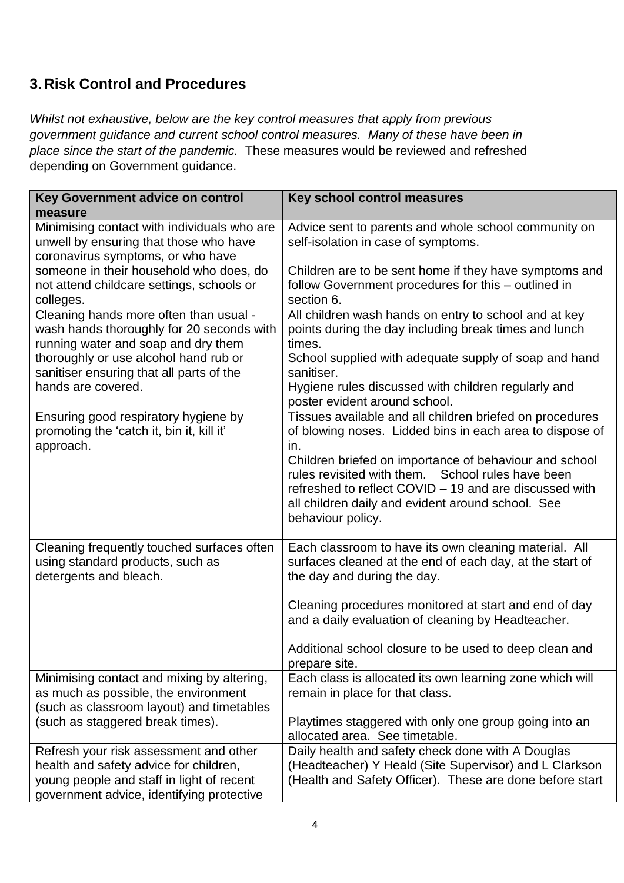## 3. Risk Control and Procedures

*Whilst not exhaustive, below are the key control measures that apply from previous government guidance and current school control measures. Many of these have been in place since the start of the pandemic.* These measures would be reviewed and refreshed depending on Government guidance.

| Key Government advice on control measure | Key school control measures |
|---|---|
| Minimising contact with individuals who are unwell by ensuring that those who have coronavirus symptoms, or who have someone in their household who does, do not attend childcare settings, schools or colleges. | Advice sent to parents and whole school community on self-isolation in case of symptoms.<br><br>Children are to be sent home if they have symptoms and follow Government procedures for this – outlined in section 6. |
| Cleaning hands more often than usual - wash hands thoroughly for 20 seconds with running water and soap and dry them thoroughly or use alcohol hand rub or sanitiser ensuring that all parts of the hands are covered. | All children wash hands on entry to school and at key points during the day including break times and lunch times.<br>School supplied with adequate supply of soap and hand sanitiser.<br>Hygiene rules discussed with children regularly and poster evident around school. |
| Ensuring good respiratory hygiene by promoting the 'catch it, bin it, kill it' approach. | Tissues available and all children briefed on procedures of blowing noses. Lidded bins in each area to dispose of in.<br>Children briefed on importance of behaviour and school rules revisited with them. School rules have been refreshed to reflect COVID – 19 and are discussed with all children daily and evident around school. See behaviour policy. |
| Cleaning frequently touched surfaces often using standard products, such as detergents and bleach. | Each classroom to have its own cleaning material. All surfaces cleaned at the end of each day, at the start of the day and during the day.<br><br>Cleaning procedures monitored at start and end of day and a daily evaluation of cleaning by Headteacher.<br><br>Additional school closure to be used to deep clean and prepare site. |
| Minimising contact and mixing by altering, as much as possible, the environment (such as classroom layout) and timetables (such as staggered break times). | Each class is allocated its own learning zone which will remain in place for that class.<br><br>Playtimes staggered with only one group going into an allocated area. See timetable. |
| Refresh your risk assessment and other health and safety advice for children, young people and staff in light of recent government advice, identifying protective | Daily health and safety check done with A Douglas (Headteacher) Y Heald (Site Supervisor) and L Clarkson (Health and Safety Officer). These are done before start |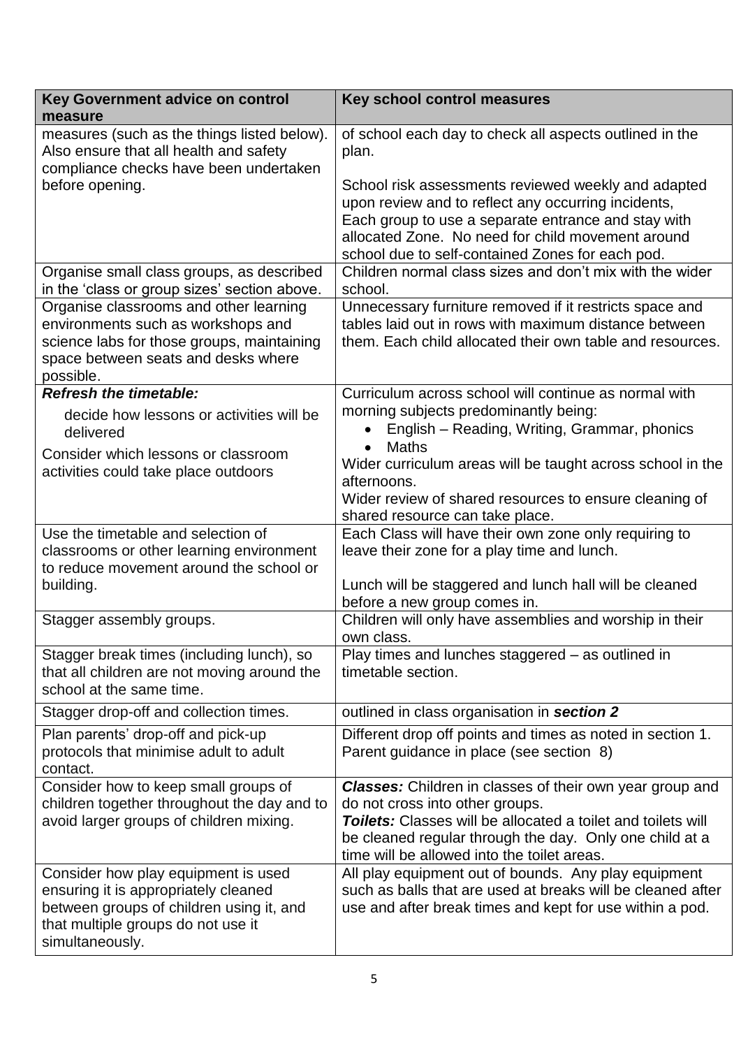| Key Government advice on control measure | Key school control measures |
|---|---|
| measures (such as the things listed below). Also ensure that all health and safety compliance checks have been undertaken before opening. | of school each day to check all aspects outlined in the plan.<br><br>School risk assessments reviewed weekly and adapted upon review and to reflect any occurring incidents, Each group to use a separate entrance and stay with allocated Zone. No need for child movement around school due to self-contained Zones for each pod. |
| Organise small class groups, as described in the 'class or group sizes' section above. | Children normal class sizes and don't mix with the wider school. |
| Organise classrooms and other learning environments such as workshops and science labs for those groups, maintaining space between seats and desks where possible. | Unnecessary furniture removed if it restricts space and tables laid out in rows with maximum distance between them. Each child allocated their own table and resources. |
| ***Refresh the timetable:***<br>decide how lessons or activities will be delivered<br>Consider which lessons or classroom activities could take place outdoors | Curriculum across school will continue as normal with morning subjects predominantly being:<br>• English – Reading, Writing, Grammar, phonics<br>• Maths<br>Wider curriculum areas will be taught across school in the afternoons.<br>Wider review of shared resources to ensure cleaning of shared resource can take place. |
| Use the timetable and selection of classrooms or other learning environment to reduce movement around the school or building. | Each Class will have their own zone only requiring to leave their zone for a play time and lunch.<br><br>Lunch will be staggered and lunch hall will be cleaned before a new group comes in. |
| Stagger assembly groups. | Children will only have assemblies and worship in their own class. |
| Stagger break times (including lunch), so that all children are not moving around the school at the same time. | Play times and lunches staggered – as outlined in timetable section. |
| Stagger drop-off and collection times. | outlined in class organisation in ***section 2*** |
| Plan parents' drop-off and pick-up protocols that minimise adult to adult contact. | Different drop off points and times as noted in section 1. Parent guidance in place (see section 8) |
| Consider how to keep small groups of children together throughout the day and to avoid larger groups of children mixing. | ***Classes:*** Children in classes of their own year group and do not cross into other groups.<br>***Toilets:*** Classes will be allocated a toilet and toilets will be cleaned regular through the day. Only one child at a time will be allowed into the toilet areas. |
| Consider how play equipment is used ensuring it is appropriately cleaned between groups of children using it, and that multiple groups do not use it simultaneously. | All play equipment out of bounds. Any play equipment such as balls that are used at breaks will be cleaned after use and after break times and kept for use within a pod. |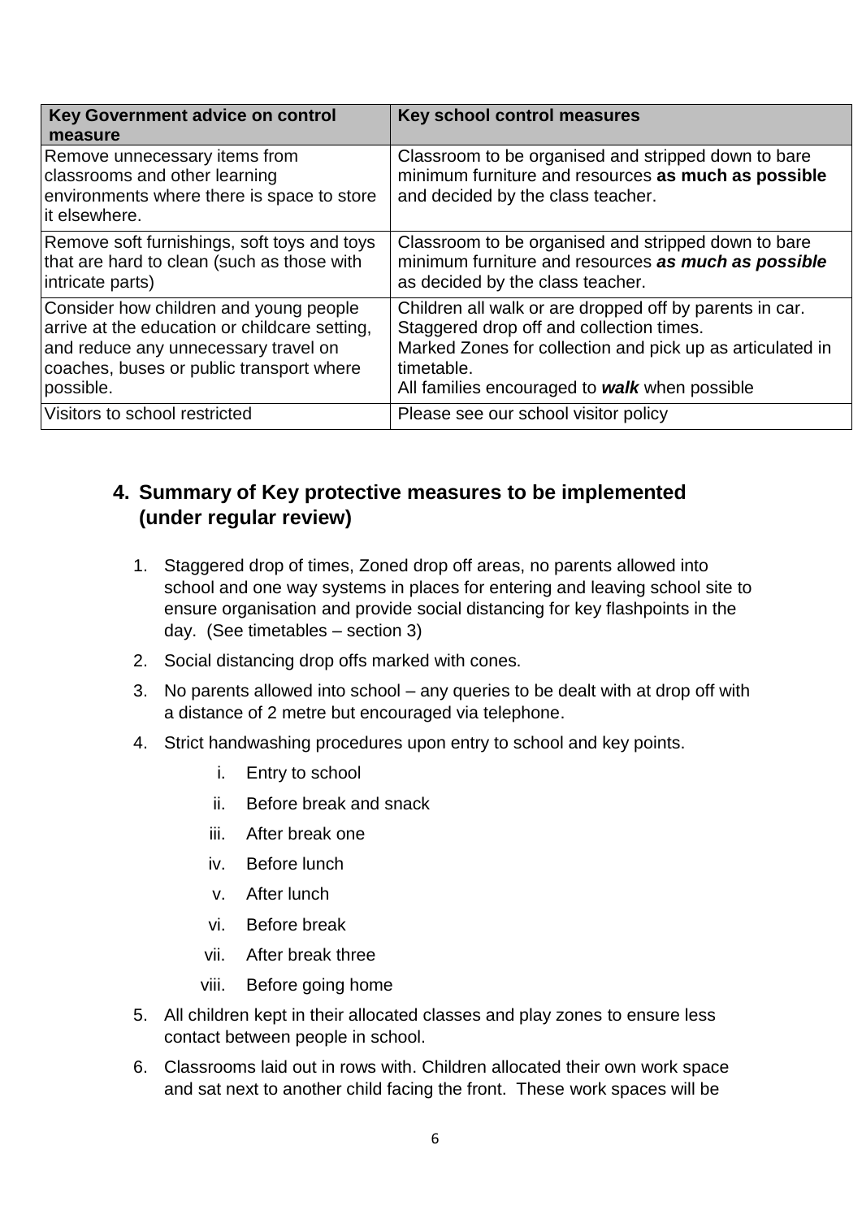| Key Government advice on control measure | Key school control measures |
|---|---|
| Remove unnecessary items from classrooms and other learning environments where there is space to store it elsewhere. | Classroom to be organised and stripped down to bare minimum furniture and resources **as much as possible** and decided by the class teacher. |
| Remove soft furnishings, soft toys and toys that are hard to clean (such as those with intricate parts) | Classroom to be organised and stripped down to bare minimum furniture and resources ***as much as possible*** as decided by the class teacher. |
| Consider how children and young people arrive at the education or childcare setting, and reduce any unnecessary travel on coaches, buses or public transport where possible. | Children all walk or are dropped off by parents in car. Staggered drop off and collection times. Marked Zones for collection and pick up as articulated in timetable. All families encouraged to ***walk*** when possible |
| Visitors to school restricted | Please see our school visitor policy |

## 4. Summary of Key protective measures to be implemented (under regular review)

1. Staggered drop of times, Zoned drop off areas, no parents allowed into school and one way systems in places for entering and leaving school site to ensure organisation and provide social distancing for key flashpoints in the day. (See timetables – section 3)
2. Social distancing drop offs marked with cones.
3. No parents allowed into school – any queries to be dealt with at drop off with a distance of 2 metre but encouraged via telephone.
4. Strict handwashing procedures upon entry to school and key points.
   i. Entry to school
   ii. Before break and snack
   iii. After break one
   iv. Before lunch
   v. After lunch
   vi. Before break
   vii. After break three
   viii. Before going home
5. All children kept in their allocated classes and play zones to ensure less contact between people in school.
6. Classrooms laid out in rows with. Children allocated their own work space and sat next to another child facing the front. These work spaces will be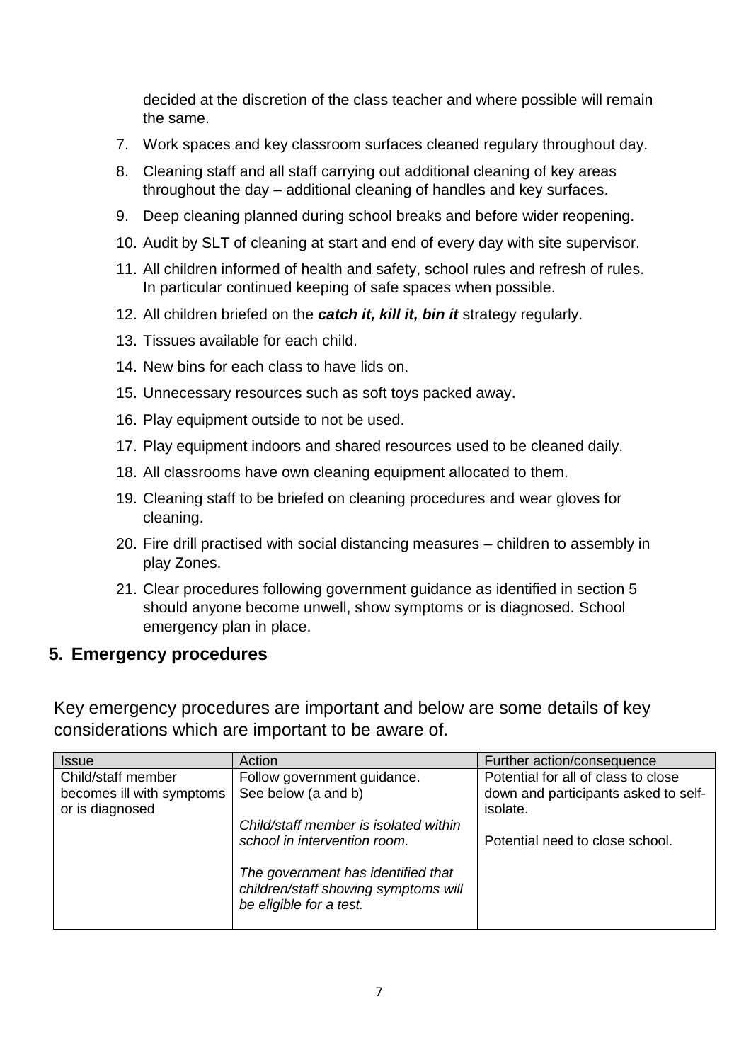decided at the discretion of the class teacher and where possible will remain the same.

7. Work spaces and key classroom surfaces cleaned regulary throughout day.
8. Cleaning staff and all staff carrying out additional cleaning of key areas throughout the day – additional cleaning of handles and key surfaces.
9. Deep cleaning planned during school breaks and before wider reopening.
10. Audit by SLT of cleaning at start and end of every day with site supervisor.
11. All children informed of health and safety, school rules and refresh of rules. In particular continued keeping of safe spaces when possible.
12. All children briefed on the ***catch it, kill it, bin it*** strategy regularly.
13. Tissues available for each child.
14. New bins for each class to have lids on.
15. Unnecessary resources such as soft toys packed away.
16. Play equipment outside to not be used.
17. Play equipment indoors and shared resources used to be cleaned daily.
18. All classrooms have own cleaning equipment allocated to them.
19. Cleaning staff to be briefed on cleaning procedures and wear gloves for cleaning.
20. Fire drill practised with social distancing measures – children to assembly in play Zones.
21. Clear procedures following government guidance as identified in section 5 should anyone become unwell, show symptoms or is diagnosed. School emergency plan in place.

## 5. Emergency procedures

Key emergency procedures are important and below are some details of key considerations which are important to be aware of.

| Issue | Action | Further action/consequence |
|---|---|---|
| Child/staff member becomes ill with symptoms or is diagnosed | Follow government guidance. See below (a and b)<br><br>*Child/staff member is isolated within school in intervention room.*<br><br>*The government has identified that children/staff showing symptoms will be eligible for a test.* | Potential for all of class to close down and participants asked to self-isolate.<br><br>Potential need to close school. |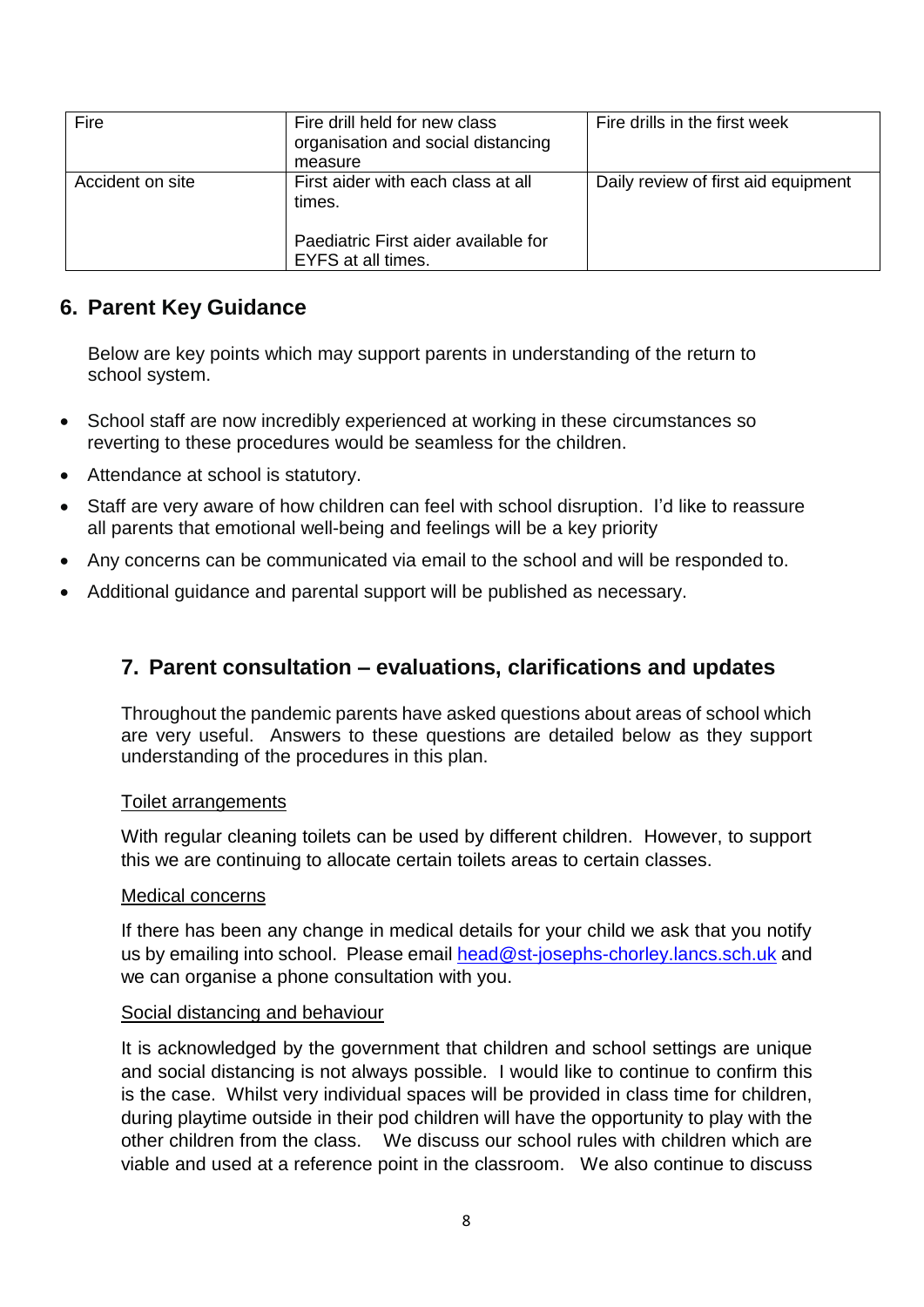| Fire | Fire drill held for new class organisation and social distancing measure | Fire drills in the first week |
|---|---|---|
| Accident on site | First aider with each class at all times.<br><br>Paediatric First aider available for EYFS at all times. | Daily review of first aid equipment |

## 6. Parent Key Guidance

Below are key points which may support parents in understanding of the return to school system.

- School staff are now incredibly experienced at working in these circumstances so reverting to these procedures would be seamless for the children.
- Attendance at school is statutory.
- Staff are very aware of how children can feel with school disruption. I'd like to reassure all parents that emotional well-being and feelings will be a key priority
- Any concerns can be communicated via email to the school and will be responded to.
- Additional guidance and parental support will be published as necessary.

## 7. Parent consultation – evaluations, clarifications and updates

Throughout the pandemic parents have asked questions about areas of school which are very useful. Answers to these questions are detailed below as they support understanding of the procedures in this plan.

Toilet arrangements

With regular cleaning toilets can be used by different children. However, to support this we are continuing to allocate certain toilets areas to certain classes.

Medical concerns

If there has been any change in medical details for your child we ask that you notify us by emailing into school. Please email head@st-josephs-chorley.lancs.sch.uk and we can organise a phone consultation with you.

Social distancing and behaviour

It is acknowledged by the government that children and school settings are unique and social distancing is not always possible. I would like to continue to confirm this is the case. Whilst very individual spaces will be provided in class time for children, during playtime outside in their pod children will have the opportunity to play with the other children from the class. We discuss our school rules with children which are viable and used at a reference point in the classroom. We also continue to discuss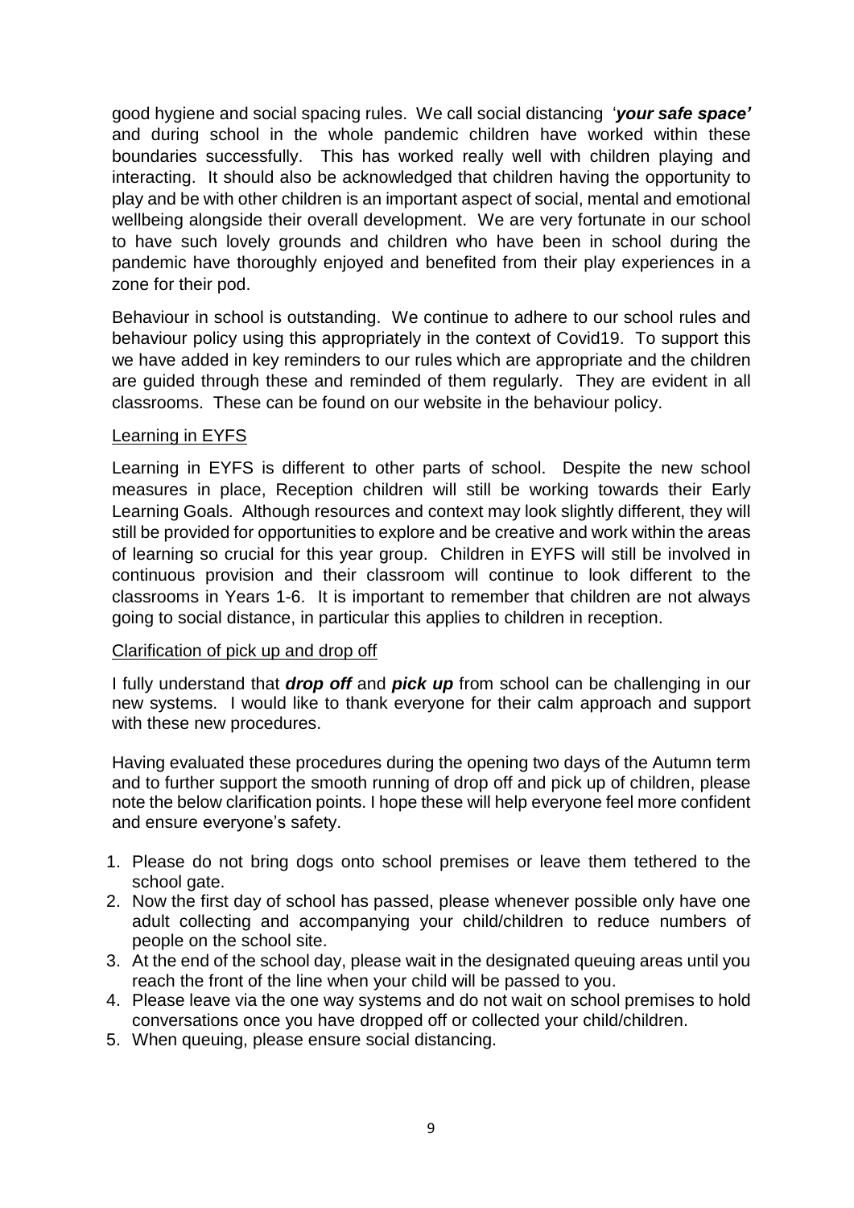good hygiene and social spacing rules. We call social distancing '***your safe space'*** and during school in the whole pandemic children have worked within these boundaries successfully. This has worked really well with children playing and interacting. It should also be acknowledged that children having the opportunity to play and be with other children is an important aspect of social, mental and emotional wellbeing alongside their overall development. We are very fortunate in our school to have such lovely grounds and children who have been in school during the pandemic have thoroughly enjoyed and benefited from their play experiences in a zone for their pod.

Behaviour in school is outstanding. We continue to adhere to our school rules and behaviour policy using this appropriately in the context of Covid19. To support this we have added in key reminders to our rules which are appropriate and the children are guided through these and reminded of them regularly. They are evident in all classrooms. These can be found on our website in the behaviour policy.

<u>Learning in EYFS</u>

Learning in EYFS is different to other parts of school. Despite the new school measures in place, Reception children will still be working towards their Early Learning Goals. Although resources and context may look slightly different, they will still be provided for opportunities to explore and be creative and work within the areas of learning so crucial for this year group. Children in EYFS will still be involved in continuous provision and their classroom will continue to look different to the classrooms in Years 1-6. It is important to remember that children are not always going to social distance, in particular this applies to children in reception.

<u>Clarification of pick up and drop off</u>

I fully understand that ***drop off*** and ***pick up*** from school can be challenging in our new systems. I would like to thank everyone for their calm approach and support with these new procedures.

Having evaluated these procedures during the opening two days of the Autumn term and to further support the smooth running of drop off and pick up of children, please note the below clarification points. I hope these will help everyone feel more confident and ensure everyone's safety.

1. Please do not bring dogs onto school premises or leave them tethered to the school gate.
2. Now the first day of school has passed, please whenever possible only have one adult collecting and accompanying your child/children to reduce numbers of people on the school site.
3. At the end of the school day, please wait in the designated queuing areas until you reach the front of the line when your child will be passed to you.
4. Please leave via the one way systems and do not wait on school premises to hold conversations once you have dropped off or collected your child/children.
5. When queuing, please ensure social distancing.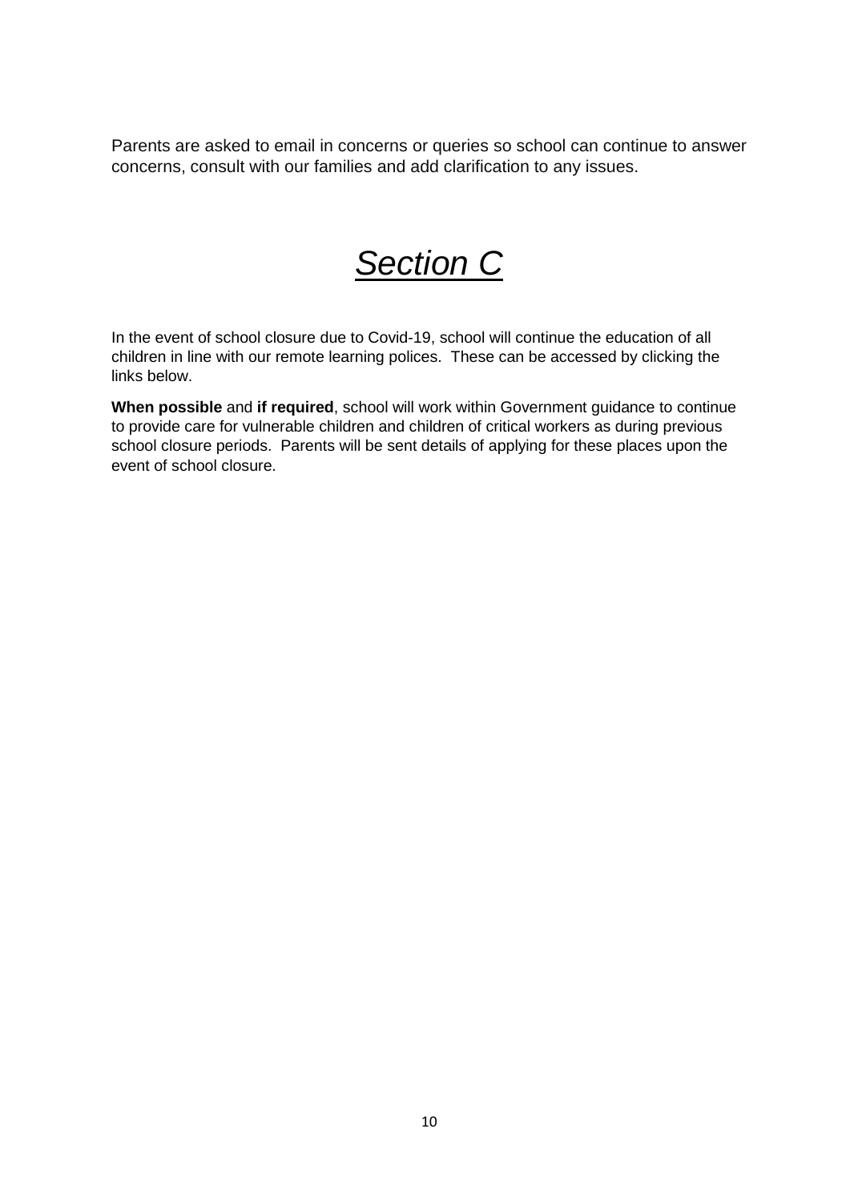Parents are asked to email in concerns or queries so school can continue to answer concerns, consult with our families and add clarification to any issues.

# *Section C*

In the event of school closure due to Covid-19, school will continue the education of all children in line with our remote learning polices. These can be accessed by clicking the links below.

**When possible** and **if required**, school will work within Government guidance to continue to provide care for vulnerable children and children of critical workers as during previous school closure periods. Parents will be sent details of applying for these places upon the event of school closure.